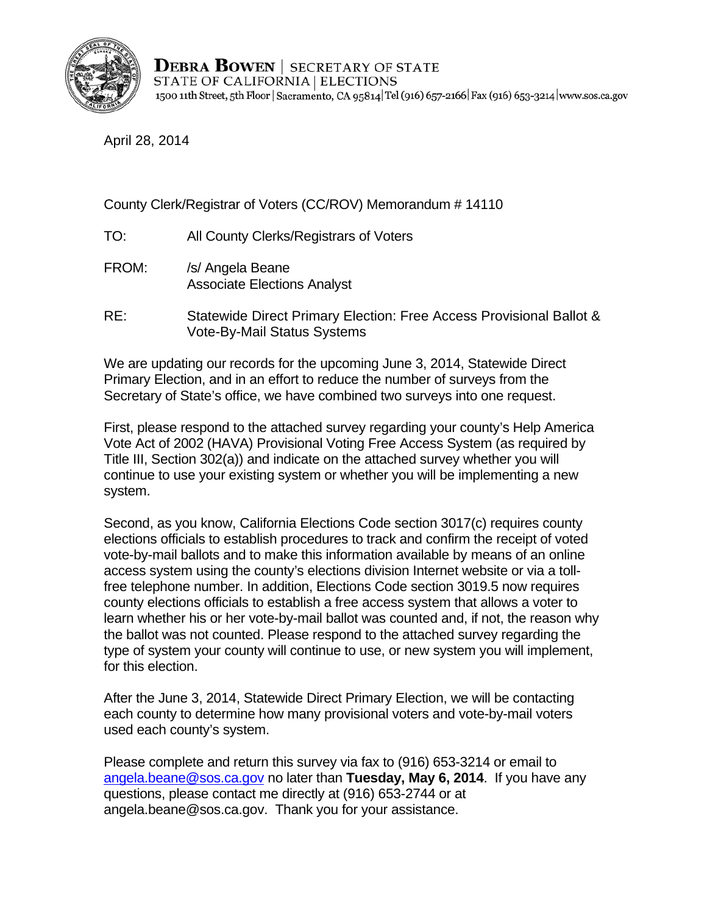**DEBRA BOWEN** | SECRETARY OF STATE
STATE OF CALIFORNIA | ELECTIONS
1500 11th Street, 5th Floor | Sacramento, CA 95814 | Tel (916) 657-2166 | Fax (916) 653-3214 | www.sos.ca.gov

April 28, 2014

County Clerk/Registrar of Voters (CC/ROV) Memorandum # 14110

TO: All County Clerks/Registrars of Voters

FROM: /s/ Angela Beane
Associate Elections Analyst

RE: Statewide Direct Primary Election: Free Access Provisional Ballot & Vote-By-Mail Status Systems

We are updating our records for the upcoming June 3, 2014, Statewide Direct Primary Election, and in an effort to reduce the number of surveys from the Secretary of State's office, we have combined two surveys into one request.

First, please respond to the attached survey regarding your county's Help America Vote Act of 2002 (HAVA) Provisional Voting Free Access System (as required by Title III, Section 302(a)) and indicate on the attached survey whether you will continue to use your existing system or whether you will be implementing a new system.

Second, as you know, California Elections Code section 3017(c) requires county elections officials to establish procedures to track and confirm the receipt of voted vote-by-mail ballots and to make this information available by means of an online access system using the county's elections division Internet website or via a toll-free telephone number. In addition, Elections Code section 3019.5 now requires county elections officials to establish a free access system that allows a voter to learn whether his or her vote-by-mail ballot was counted and, if not, the reason why the ballot was not counted. Please respond to the attached survey regarding the type of system your county will continue to use, or new system you will implement, for this election.

After the June 3, 2014, Statewide Direct Primary Election, we will be contacting each county to determine how many provisional voters and vote-by-mail voters used each county's system.

Please complete and return this survey via fax to (916) 653-3214 or email to angela.beane@sos.ca.gov no later than **Tuesday, May 6, 2014**. If you have any questions, please contact me directly at (916) 653-2744 or at angela.beane@sos.ca.gov. Thank you for your assistance.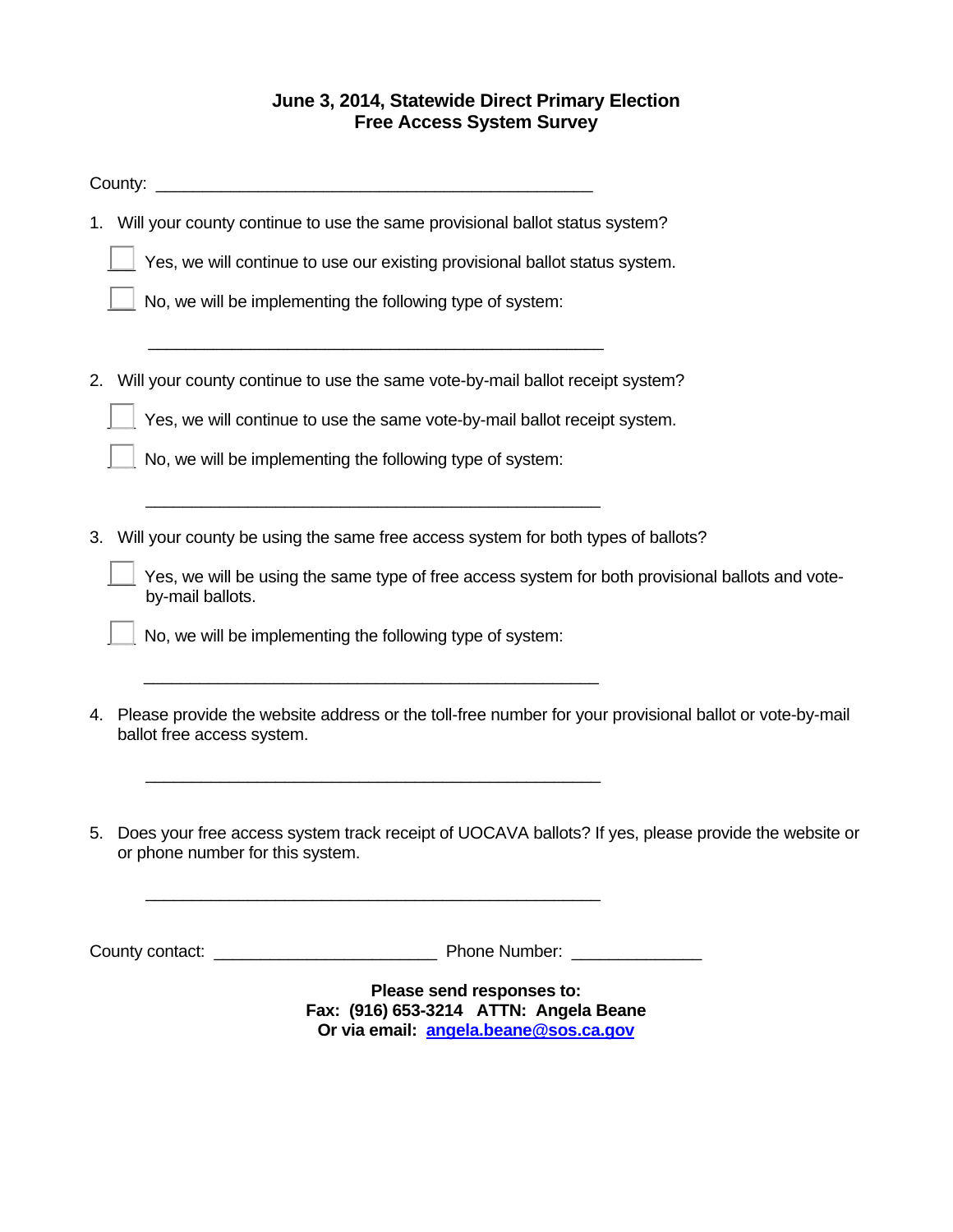**June 3, 2014, Statewide Direct Primary Election**
**Free Access System Survey**

County: _______________________________________________

1. Will your county continue to use the same provisional ballot status system?

   ☐ Yes, we will continue to use our existing provisional ballot status system.

   ☐ No, we will be implementing the following type of system:

   _______________________________________________

2. Will your county continue to use the same vote-by-mail ballot receipt system?

   ☐ Yes, we will continue to use the same vote-by-mail ballot receipt system.

   ☐ No, we will be implementing the following type of system:

   _______________________________________________

3. Will your county be using the same free access system for both types of ballots?

   ☐ Yes, we will be using the same type of free access system for both provisional ballots and vote-by-mail ballots.

   ☐ No, we will be implementing the following type of system:

   _______________________________________________

4. Please provide the website address or the toll-free number for your provisional ballot or vote-by-mail ballot free access system.

   _______________________________________________

5. Does your free access system track receipt of UOCAVA ballots? If yes, please provide the website or or phone number for this system.

   _______________________________________________

County contact: ________________________ Phone Number: ______________

**Please send responses to:**
**Fax: (916) 653-3214 ATTN: Angela Beane**
**Or via email: angela.beane@sos.ca.gov**